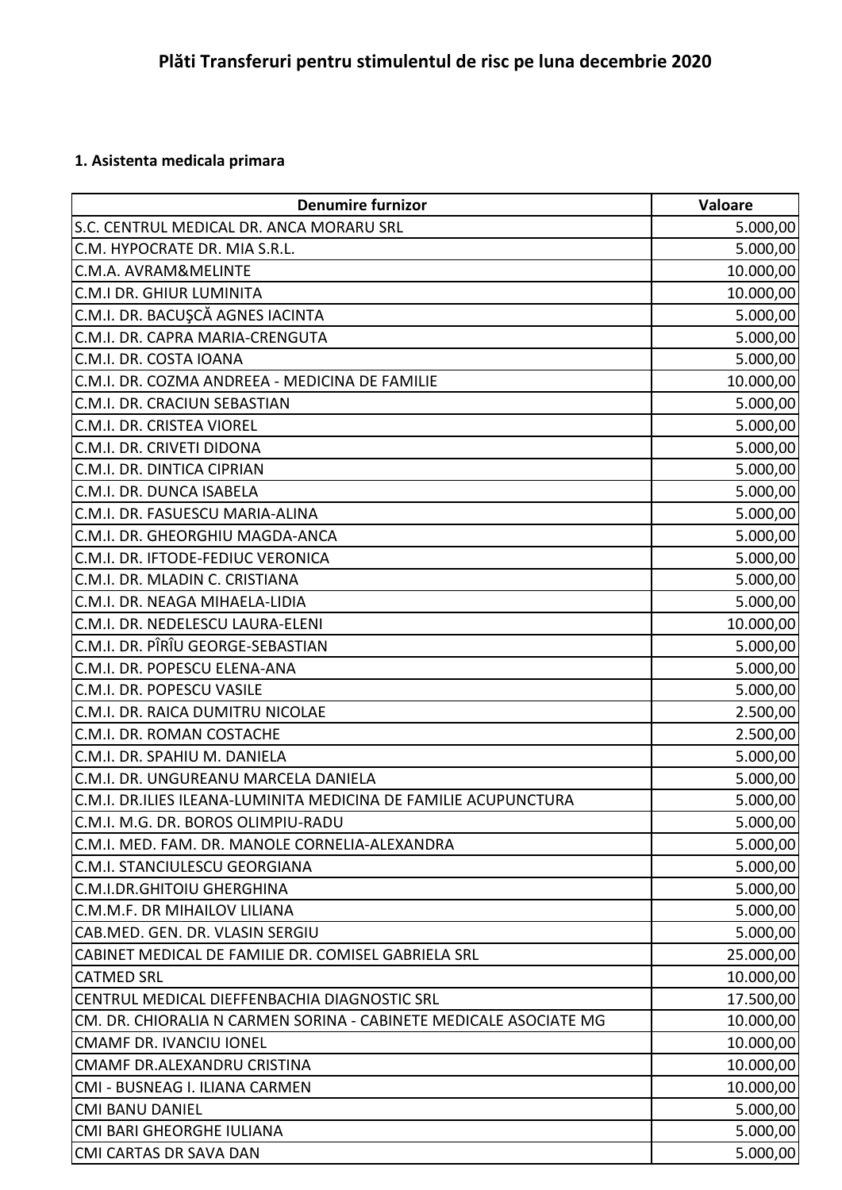# Plăti Transferuri pentru stimulentul de risc pe luna decembrie 2020

## 1. Asistenta medicala primara

| Denumire furnizor | Valoare |
|---|---:|
| S.C. CENTRUL MEDICAL DR. ANCA MORARU SRL | 5.000,00 |
| C.M. HYPOCRATE DR. MIA S.R.L. | 5.000,00 |
| C.M.A. AVRAM&MELINTE | 10.000,00 |
| C.M.I DR. GHIUR LUMINITA | 10.000,00 |
| C.M.I. DR. BACUŞCĂ AGNES IACINTA | 5.000,00 |
| C.M.I. DR. CAPRA MARIA-CRENGUTA | 5.000,00 |
| C.M.I. DR. COSTA IOANA | 5.000,00 |
| C.M.I. DR. COZMA ANDREEA - MEDICINA DE FAMILIE | 10.000,00 |
| C.M.I. DR. CRACIUN SEBASTIAN | 5.000,00 |
| C.M.I. DR. CRISTEA VIOREL | 5.000,00 |
| C.M.I. DR. CRIVETI DIDONA | 5.000,00 |
| C.M.I. DR. DINTICA CIPRIAN | 5.000,00 |
| C.M.I. DR. DUNCA ISABELA | 5.000,00 |
| C.M.I. DR. FASUESCU MARIA-ALINA | 5.000,00 |
| C.M.I. DR. GHEORGHIU MAGDA-ANCA | 5.000,00 |
| C.M.I. DR. IFTODE-FEDIUC VERONICA | 5.000,00 |
| C.M.I. DR. MLADIN C. CRISTIANA | 5.000,00 |
| C.M.I. DR. NEAGA MIHAELA-LIDIA | 5.000,00 |
| C.M.I. DR. NEDELESCU LAURA-ELENI | 10.000,00 |
| C.M.I. DR. PÎRÎU GEORGE-SEBASTIAN | 5.000,00 |
| C.M.I. DR. POPESCU ELENA-ANA | 5.000,00 |
| C.M.I. DR. POPESCU VASILE | 5.000,00 |
| C.M.I. DR. RAICA DUMITRU NICOLAE | 2.500,00 |
| C.M.I. DR. ROMAN COSTACHE | 2.500,00 |
| C.M.I. DR. SPAHIU M. DANIELA | 5.000,00 |
| C.M.I. DR. UNGUREANU MARCELA DANIELA | 5.000,00 |
| C.M.I. DR.ILIES ILEANA-LUMINITA MEDICINA DE FAMILIE ACUPUNCTURA | 5.000,00 |
| C.M.I. M.G. DR. BOROS OLIMPIU-RADU | 5.000,00 |
| C.M.I. MED. FAM. DR. MANOLE CORNELIA-ALEXANDRA | 5.000,00 |
| C.M.I. STANCIULESCU GEORGIANA | 5.000,00 |
| C.M.I.DR.GHITOIU GHERGHINA | 5.000,00 |
| C.M.M.F. DR MIHAILOV LILIANA | 5.000,00 |
| CAB.MED. GEN. DR. VLASIN SERGIU | 5.000,00 |
| CABINET MEDICAL DE FAMILIE DR. COMISEL GABRIELA SRL | 25.000,00 |
| CATMED SRL | 10.000,00 |
| CENTRUL MEDICAL DIEFFENBACHIA DIAGNOSTIC SRL | 17.500,00 |
| CM. DR. CHIORALIA N CARMEN SORINA - CABINETE MEDICALE ASOCIATE MG | 10.000,00 |
| CMAMF DR. IVANCIU IONEL | 10.000,00 |
| CMAMF DR.ALEXANDRU CRISTINA | 10.000,00 |
| CMI - BUSNEAG I. ILIANA CARMEN | 10.000,00 |
| CMI BANU DANIEL | 5.000,00 |
| CMI BARI GHEORGHE IULIANA | 5.000,00 |
| CMI CARTAS DR SAVA DAN | 5.000,00 |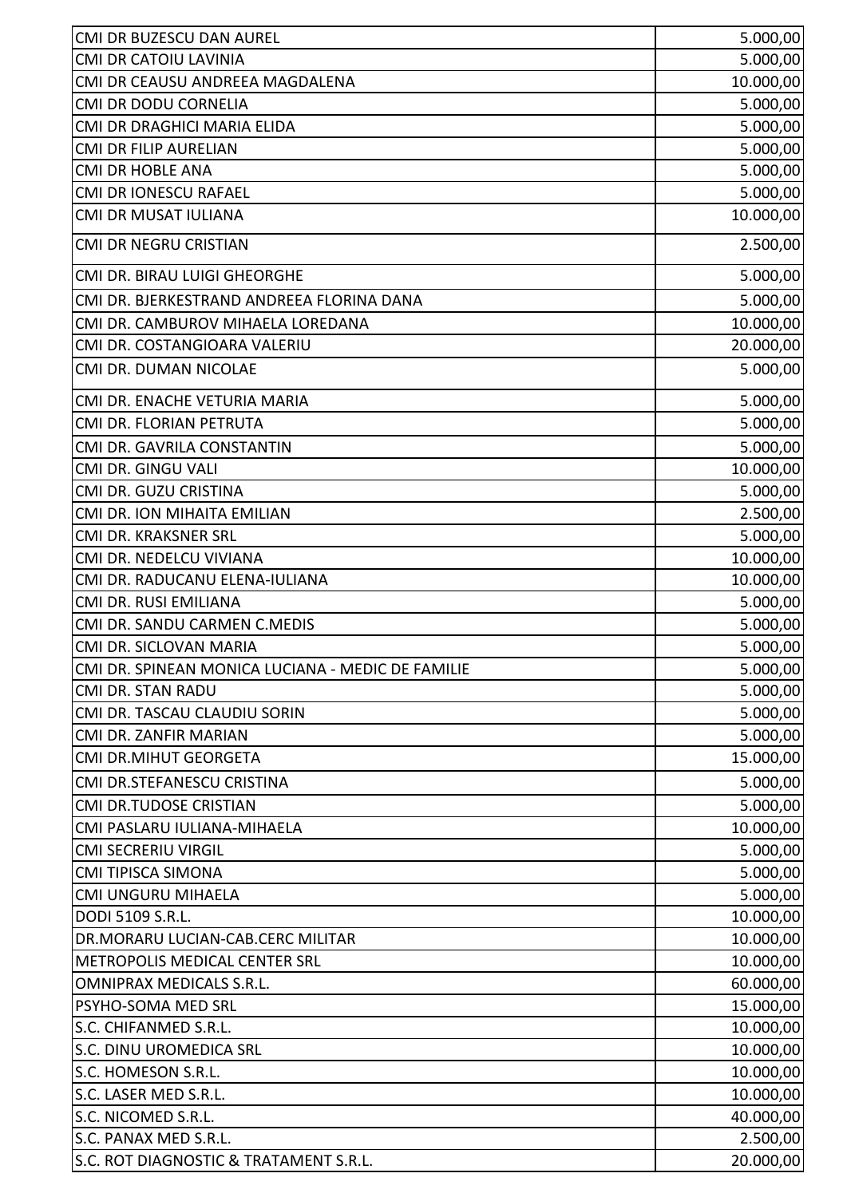| | |
|---|---|
| CMI DR BUZESCU DAN AUREL | 5.000,00 |
| CMI DR CATOIU LAVINIA | 5.000,00 |
| CMI DR CEAUSU ANDREEA MAGDALENA | 10.000,00 |
| CMI DR DODU CORNELIA | 5.000,00 |
| CMI DR DRAGHICI MARIA ELIDA | 5.000,00 |
| CMI DR FILIP AURELIAN | 5.000,00 |
| CMI DR HOBLE ANA | 5.000,00 |
| CMI DR IONESCU RAFAEL | 5.000,00 |
| CMI DR MUSAT IULIANA | 10.000,00 |
| CMI DR NEGRU CRISTIAN | 2.500,00 |
| CMI DR. BIRAU LUIGI GHEORGHE | 5.000,00 |
| CMI DR. BJERKESTRAND ANDREEA FLORINA DANA | 5.000,00 |
| CMI DR. CAMBUROV MIHAELA LOREDANA | 10.000,00 |
| CMI DR. COSTANGIOARA VALERIU | 20.000,00 |
| CMI DR. DUMAN NICOLAE | 5.000,00 |
| CMI DR. ENACHE VETURIA MARIA | 5.000,00 |
| CMI DR. FLORIAN PETRUTA | 5.000,00 |
| CMI DR. GAVRILA CONSTANTIN | 5.000,00 |
| CMI DR. GINGU VALI | 10.000,00 |
| CMI DR. GUZU CRISTINA | 5.000,00 |
| CMI DR. ION MIHAITA EMILIAN | 2.500,00 |
| CMI DR. KRAKSNER SRL | 5.000,00 |
| CMI DR. NEDELCU VIVIANA | 10.000,00 |
| CMI DR. RADUCANU ELENA-IULIANA | 10.000,00 |
| CMI DR. RUSI EMILIANA | 5.000,00 |
| CMI DR. SANDU CARMEN C.MEDIS | 5.000,00 |
| CMI DR. SICLOVAN MARIA | 5.000,00 |
| CMI DR. SPINEAN MONICA LUCIANA - MEDIC DE FAMILIE | 5.000,00 |
| CMI DR. STAN RADU | 5.000,00 |
| CMI DR. TASCAU CLAUDIU SORIN | 5.000,00 |
| CMI DR. ZANFIR MARIAN | 5.000,00 |
| CMI DR.MIHUT GEORGETA | 15.000,00 |
| CMI DR.STEFANESCU CRISTINA | 5.000,00 |
| CMI DR.TUDOSE CRISTIAN | 5.000,00 |
| CMI PASLARU IULIANA-MIHAELA | 10.000,00 |
| CMI SECRERIU VIRGIL | 5.000,00 |
| CMI TIPISCA SIMONA | 5.000,00 |
| CMI UNGURU MIHAELA | 5.000,00 |
| DODI 5109 S.R.L. | 10.000,00 |
| DR.MORARU LUCIAN-CAB.CERC MILITAR | 10.000,00 |
| METROPOLIS MEDICAL CENTER SRL | 10.000,00 |
| OMNIPRAX MEDICALS S.R.L. | 60.000,00 |
| PSYHO-SOMA MED SRL | 15.000,00 |
| S.C. CHIFANMED S.R.L. | 10.000,00 |
| S.C. DINU UROMEDICA SRL | 10.000,00 |
| S.C. HOMESON S.R.L. | 10.000,00 |
| S.C. LASER MED S.R.L. | 10.000,00 |
| S.C. NICOMED S.R.L. | 40.000,00 |
| S.C. PANAX MED S.R.L. | 2.500,00 |
| S.C. ROT DIAGNOSTIC & TRATAMENT S.R.L. | 20.000,00 |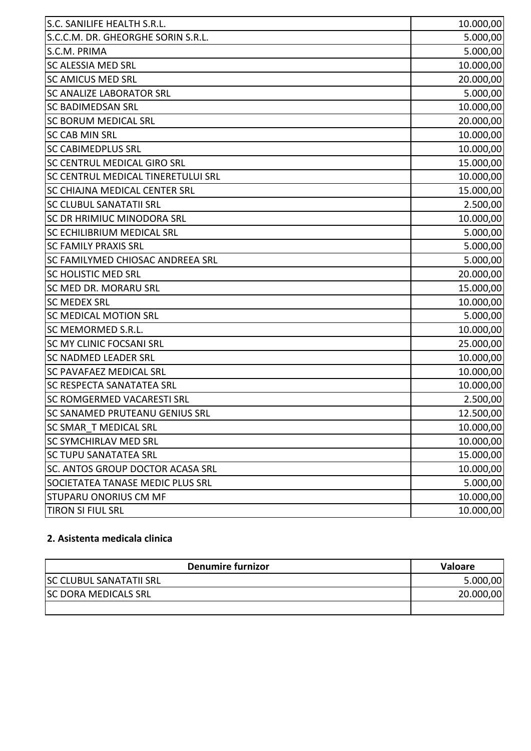| | |
|---|---|
| S.C. SANILIFE HEALTH S.R.L. | 10.000,00 |
| S.C.C.M. DR. GHEORGHE SORIN S.R.L. | 5.000,00 |
| S.C.M. PRIMA | 5.000,00 |
| SC ALESSIA MED SRL | 10.000,00 |
| SC AMICUS MED SRL | 20.000,00 |
| SC ANALIZE LABORATOR SRL | 5.000,00 |
| SC BADIMEDSAN SRL | 10.000,00 |
| SC BORUM MEDICAL SRL | 20.000,00 |
| SC CAB MIN SRL | 10.000,00 |
| SC CABIMEDPLUS SRL | 10.000,00 |
| SC CENTRUL MEDICAL GIRO SRL | 15.000,00 |
| SC CENTRUL MEDICAL TINERETULUI SRL | 10.000,00 |
| SC CHIAJNA MEDICAL CENTER SRL | 15.000,00 |
| SC CLUBUL SANATATII SRL | 2.500,00 |
| SC DR HRIMIUC MINODORA SRL | 10.000,00 |
| SC ECHILIBRIUM MEDICAL SRL | 5.000,00 |
| SC FAMILY PRAXIS SRL | 5.000,00 |
| SC FAMILYMED CHIOSAC ANDREEA SRL | 5.000,00 |
| SC HOLISTIC MED SRL | 20.000,00 |
| SC MED DR. MORARU SRL | 15.000,00 |
| SC MEDEX SRL | 10.000,00 |
| SC MEDICAL MOTION SRL | 5.000,00 |
| SC MEMORMED S.R.L. | 10.000,00 |
| SC MY CLINIC FOCSANI SRL | 25.000,00 |
| SC NADMED LEADER SRL | 10.000,00 |
| SC PAVAFAEZ MEDICAL SRL | 10.000,00 |
| SC RESPECTA SANATATEA SRL | 10.000,00 |
| SC ROMGERMED VACARESTI SRL | 2.500,00 |
| SC SANAMED PRUTEANU GENIUS SRL | 12.500,00 |
| SC SMAR_T MEDICAL SRL | 10.000,00 |
| SC SYMCHIRLAV MED SRL | 10.000,00 |
| SC TUPU SANATATEA SRL | 15.000,00 |
| SC. ANTOS GROUP DOCTOR ACASA SRL | 10.000,00 |
| SOCIETATEA TANASE MEDIC PLUS SRL | 5.000,00 |
| STUPARU ONORIUS CM MF | 10.000,00 |
| TIRON SI FIUL SRL | 10.000,00 |

**2. Asistenta medicala clinica**

| Denumire furnizor | Valoare |
|---|---|
| SC CLUBUL SANATATII SRL | 5.000,00 |
| SC DORA MEDICALS SRL | 20.000,00 |
| | |